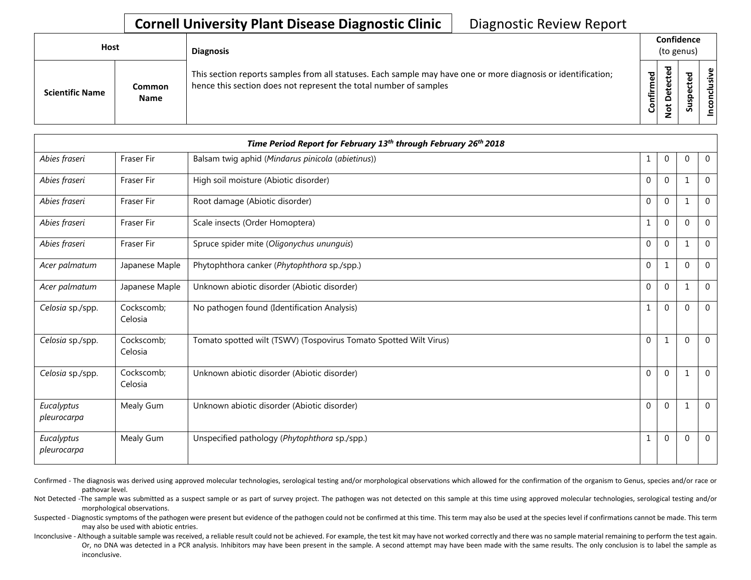**Cornell University Plant Disease Diagnostic Clinic** Diagnostic Review Report

| Host | | Diagnosis | Confidence (to genus) | | | |
|---|---|---|---|---|---|---|
| Scientific Name | Common Name | This section reports samples from all statuses. Each sample may have one or more diagnosis or identification; hence this section does not represent the total number of samples | Confirmed | Not Detected | Suspected | Inconclusive |
| ***Time Period Report for February 13th through February 26th 2018*** | | | | | | |
| *Abies fraseri* | Fraser Fir | Balsam twig aphid (*Mindarus pinicola* (*abietinus*)) | 1 | 0 | 0 | 0 |
| *Abies fraseri* | Fraser Fir | High soil moisture (Abiotic disorder) | 0 | 0 | 1 | 0 |
| *Abies fraseri* | Fraser Fir | Root damage (Abiotic disorder) | 0 | 0 | 1 | 0 |
| *Abies fraseri* | Fraser Fir | Scale insects (Order Homoptera) | 1 | 0 | 0 | 0 |
| *Abies fraseri* | Fraser Fir | Spruce spider mite (*Oligonychus ununguis*) | 0 | 0 | 1 | 0 |
| *Acer palmatum* | Japanese Maple | Phytophthora canker (*Phytophthora* sp./spp.) | 0 | 1 | 0 | 0 |
| *Acer palmatum* | Japanese Maple | Unknown abiotic disorder (Abiotic disorder) | 0 | 0 | 1 | 0 |
| *Celosia* sp./spp. | Cockscomb; Celosia | No pathogen found (Identification Analysis) | 1 | 0 | 0 | 0 |
| *Celosia* sp./spp. | Cockscomb; Celosia | Tomato spotted wilt (TSWV) (Tospovirus Tomato Spotted Wilt Virus) | 0 | 1 | 0 | 0 |
| *Celosia* sp./spp. | Cockscomb; Celosia | Unknown abiotic disorder (Abiotic disorder) | 0 | 0 | 1 | 0 |
| *Eucalyptus pleurocarpa* | Mealy Gum | Unknown abiotic disorder (Abiotic disorder) | 0 | 0 | 1 | 0 |
| *Eucalyptus pleurocarpa* | Mealy Gum | Unspecified pathology (*Phytophthora* sp./spp.) | 1 | 0 | 0 | 0 |

Confirmed - The diagnosis was derived using approved molecular technologies, serological testing and/or morphological observations which allowed for the confirmation of the organism to Genus, species and/or race or pathovar level.

Not Detected -The sample was submitted as a suspect sample or as part of survey project. The pathogen was not detected on this sample at this time using approved molecular technologies, serological testing and/or morphological observations.

Suspected - Diagnostic symptoms of the pathogen were present but evidence of the pathogen could not be confirmed at this time. This term may also be used at the species level if confirmations cannot be made. This term may also be used with abiotic entries.

Inconclusive - Although a suitable sample was received, a reliable result could not be achieved. For example, the test kit may have not worked correctly and there was no sample material remaining to perform the test again. Or, no DNA was detected in a PCR analysis. Inhibitors may have been present in the sample. A second attempt may have been made with the same results. The only conclusion is to label the sample as inconclusive.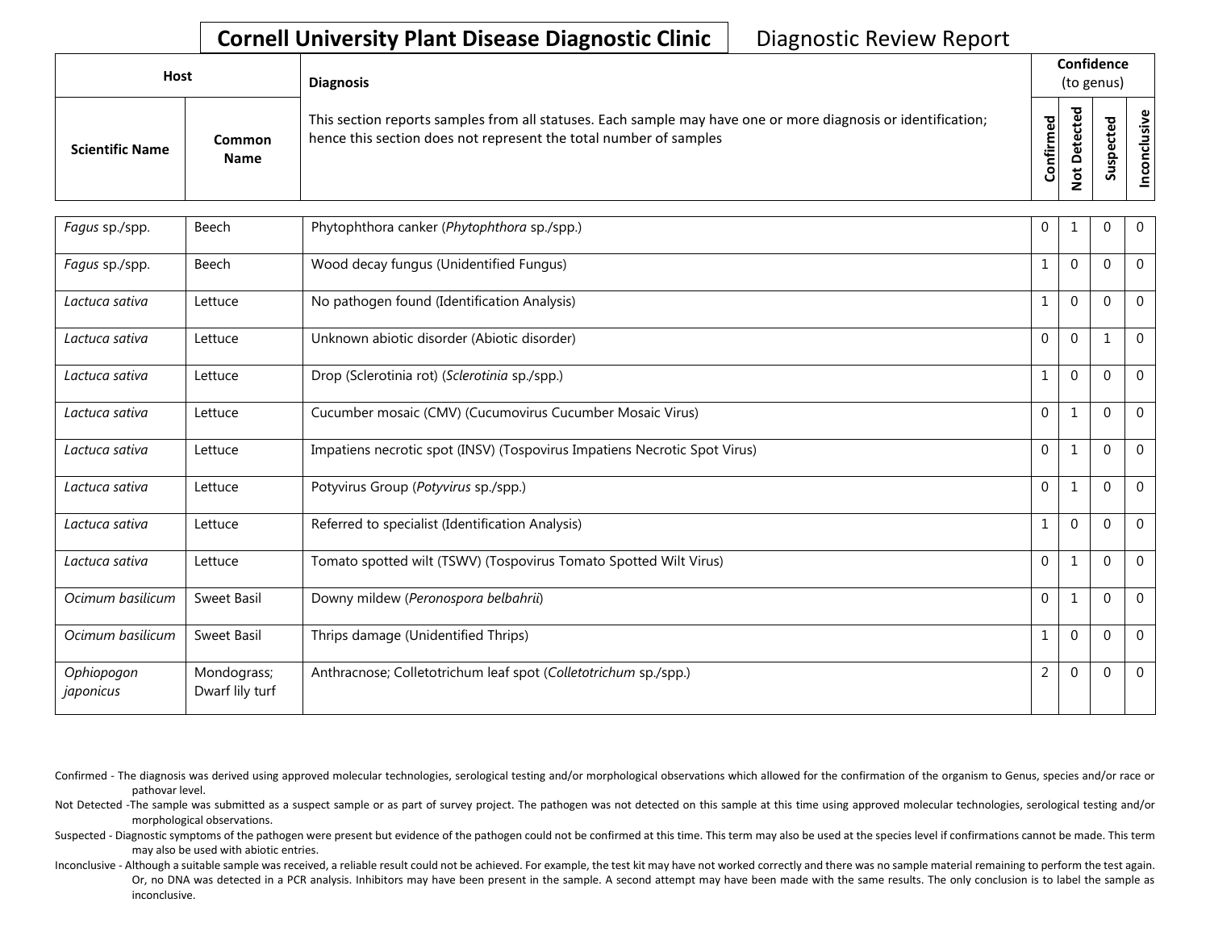# Cornell University Plant Disease Diagnostic Clinic

Diagnostic Review Report

| Host | | Diagnosis | Confidence (to genus) | | | |
|---|---|---|---|---|---|---|
| Scientific Name | Common Name | This section reports samples from all statuses. Each sample may have one or more diagnosis or identification; hence this section does not represent the total number of samples | Confirmed | Not Detected | Suspected | Inconclusive |
| *Fagus* sp./spp. | Beech | Phytophthora canker (*Phytophthora* sp./spp.) | 0 | 1 | 0 | 0 |
| *Fagus* sp./spp. | Beech | Wood decay fungus (Unidentified Fungus) | 1 | 0 | 0 | 0 |
| *Lactuca sativa* | Lettuce | No pathogen found (Identification Analysis) | 1 | 0 | 0 | 0 |
| *Lactuca sativa* | Lettuce | Unknown abiotic disorder (Abiotic disorder) | 0 | 0 | 1 | 0 |
| *Lactuca sativa* | Lettuce | Drop (Sclerotinia rot) (*Sclerotinia* sp./spp.) | 1 | 0 | 0 | 0 |
| *Lactuca sativa* | Lettuce | Cucumber mosaic (CMV) (Cucumovirus Cucumber Mosaic Virus) | 0 | 1 | 0 | 0 |
| *Lactuca sativa* | Lettuce | Impatiens necrotic spot (INSV) (Tospovirus Impatiens Necrotic Spot Virus) | 0 | 1 | 0 | 0 |
| *Lactuca sativa* | Lettuce | Potyvirus Group (*Potyvirus* sp./spp.) | 0 | 1 | 0 | 0 |
| *Lactuca sativa* | Lettuce | Referred to specialist (Identification Analysis) | 1 | 0 | 0 | 0 |
| *Lactuca sativa* | Lettuce | Tomato spotted wilt (TSWV) (Tospovirus Tomato Spotted Wilt Virus) | 0 | 1 | 0 | 0 |
| *Ocimum basilicum* | Sweet Basil | Downy mildew (*Peronospora belbahrii*) | 0 | 1 | 0 | 0 |
| *Ocimum basilicum* | Sweet Basil | Thrips damage (Unidentified Thrips) | 1 | 0 | 0 | 0 |
| *Ophiopogon japonicus* | Mondograss; Dwarf lily turf | Anthracnose; Colletotrichum leaf spot (*Colletotrichum* sp./spp.) | 2 | 0 | 0 | 0 |

Confirmed - The diagnosis was derived using approved molecular technologies, serological testing and/or morphological observations which allowed for the confirmation of the organism to Genus, species and/or race or pathovar level.

Not Detected -The sample was submitted as a suspect sample or as part of survey project. The pathogen was not detected on this sample at this time using approved molecular technologies, serological testing and/or morphological observations.

Suspected - Diagnostic symptoms of the pathogen were present but evidence of the pathogen could not be confirmed at this time. This term may also be used at the species level if confirmations cannot be made. This term may also be used with abiotic entries.

Inconclusive - Although a suitable sample was received, a reliable result could not be achieved. For example, the test kit may have not worked correctly and there was no sample material remaining to perform the test again. Or, no DNA was detected in a PCR analysis. Inhibitors may have been present in the sample. A second attempt may have been made with the same results. The only conclusion is to label the sample as inconclusive.